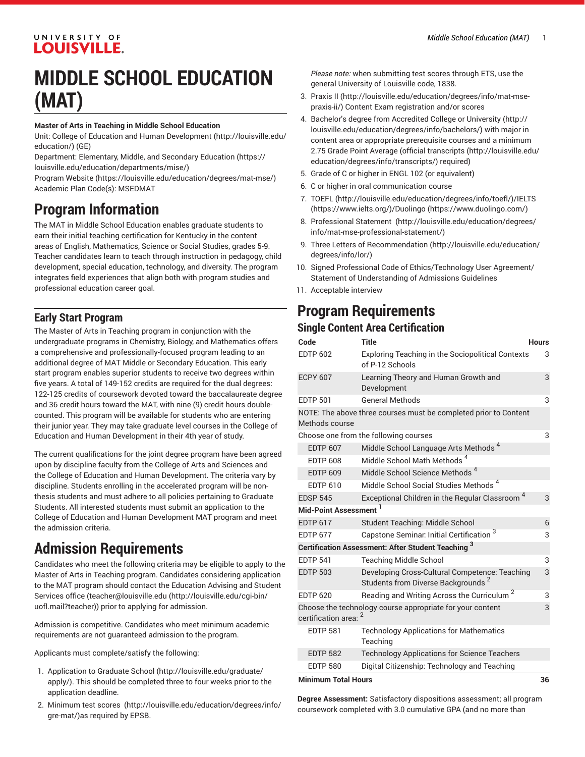# MIDDLE SCHOOL EDUCATION (MAT)

**Master of Arts in Teaching in Middle School Education**

Unit: College of Education and Human Development (http://louisville.edu/education/) (GE)

Department: Elementary, Middle, and Secondary Education (https://louisville.edu/education/departments/mise/)

Program Website (https://louisville.edu/education/degrees/mat-mse/)

Academic Plan Code(s): MSEDMAT

## Program Information

The MAT in Middle School Education enables graduate students to earn their initial teaching certification for Kentucky in the content areas of English, Mathematics, Science or Social Studies, grades 5-9. Teacher candidates learn to teach through instruction in pedagogy, child development, special education, technology, and diversity. The program integrates field experiences that align both with program studies and professional education career goal.

### Early Start Program

The Master of Arts in Teaching program in conjunction with the undergraduate programs in Chemistry, Biology, and Mathematics offers a comprehensive and professionally-focused program leading to an additional degree of MAT Middle or Secondary Education. This early start program enables superior students to receive two degrees within five years. A total of 149-152 credits are required for the dual degrees: 122-125 credits of coursework devoted toward the baccalaureate degree and 36 credit hours toward the MAT, with nine (9) credit hours double-counted. This program will be available for students who are entering their junior year. They may take graduate level courses in the College of Education and Human Development in their 4th year of study.

The current qualifications for the joint degree program have been agreed upon by discipline faculty from the College of Arts and Sciences and the College of Education and Human Development. The criteria vary by discipline. Students enrolling in the accelerated program will be non-thesis students and must adhere to all policies pertaining to Graduate Students. All interested students must submit an application to the College of Education and Human Development MAT program and meet the admission criteria.

## Admission Requirements

Candidates who meet the following criteria may be eligible to apply to the Master of Arts in Teaching program. Candidates considering application to the MAT program should contact the Education Advising and Student Services office (teacher@louisville.edu (http://louisville.edu/cgi-bin/uofl.mail?teacher)) prior to applying for admission.

Admission is competitive. Candidates who meet minimum academic requirements are not guaranteed admission to the program.

Applicants must complete/satisfy the following:

1. Application to Graduate School (http://louisville.edu/graduate/apply/). This should be completed three to four weeks prior to the application deadline.
2. Minimum test scores (http://louisville.edu/education/degrees/info/gre-mat/)as required by EPSB.

   *Please note:* when submitting test scores through ETS, use the general University of Louisville code, 1838.
3. Praxis II (http://louisville.edu/education/degrees/info/mat-mse-praxis-ii/) Content Exam registration and/or scores
4. Bachelor's degree from Accredited College or University (http://louisville.edu/education/degrees/info/bachelors/) with major in content area or appropriate prerequisite courses and a minimum 2.75 Grade Point Average (official transcripts (http://louisville.edu/education/degrees/info/transcripts/) required)
5. Grade of C or higher in ENGL 102 (or equivalent)
6. C or higher in oral communication course
7. TOEFL (http://louisville.edu/education/degrees/info/toefl/)/IELTS (https://www.ielts.org/)/Duolingo (https://www.duolingo.com/)
8. Professional Statement (http://louisville.edu/education/degrees/info/mat-mse-professional-statement/)
9. Three Letters of Recommendation (http://louisville.edu/education/degrees/info/lor/)
10. Signed Professional Code of Ethics/Technology User Agreement/Statement of Understanding of Admissions Guidelines
11. Acceptable interview

## Program Requirements

### Single Content Area Certification

| Code | Title | Hours |
|---|---|---|
| EDTP 602 | Exploring Teaching in the Sociopolitical Contexts of P-12 Schools | 3 |
| ECPY 607 | Learning Theory and Human Growth and Development | 3 |
| EDTP 501 | General Methods | 3 |
| NOTE: The above three courses must be completed prior to Content Methods course | | |
| Choose one from the following courses | | 3 |
| EDTP 607 | Middle School Language Arts Methods [4] | |
| EDTP 608 | Middle School Math Methods [4] | |
| EDTP 609 | Middle School Science Methods [4] | |
| EDTP 610 | Middle School Social Studies Methods [4] | |
| EDSP 545 | Exceptional Children in the Regular Classroom [4] | 3 |
| **Mid-Point Assessment** [1] | | |
| EDTP 617 | Student Teaching: Middle School | 6 |
| EDTP 677 | Capstone Seminar: Initial Certification [3] | 3 |
| **Certification Assessment: After Student Teaching** [3] | | |
| EDTP 541 | Teaching Middle School | 3 |
| EDTP 503 | Developing Cross-Cultural Competence: Teaching Students from Diverse Backgrounds [2] | 3 |
| EDTP 620 | Reading and Writing Across the Curriculum [2] | 3 |
| Choose the technology course appropriate for your content certification area: [2] | | 3 |
| EDTP 581 | Technology Applications for Mathematics Teaching | |
| EDTP 582 | Technology Applications for Science Teachers | |
| EDTP 580 | Digital Citizenship: Technology and Teaching | |
| **Minimum Total Hours** | | **36** |

**Degree Assessment:** Satisfactory dispositions assessment; all program coursework completed with 3.0 cumulative GPA (and no more than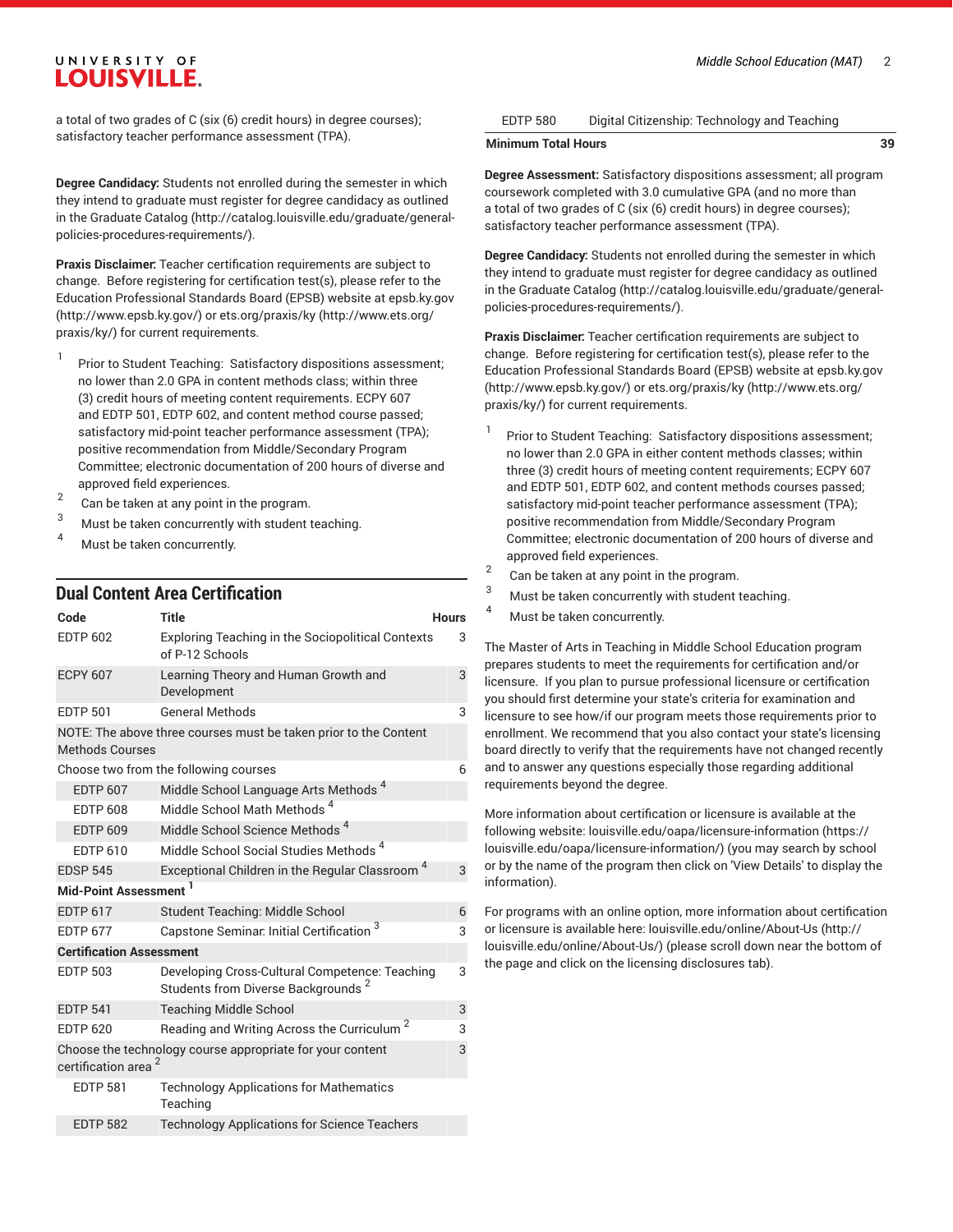a total of two grades of C (six (6) credit hours) in degree courses); satisfactory teacher performance assessment (TPA).

**Degree Candidacy:** Students not enrolled during the semester in which they intend to graduate must register for degree candidacy as outlined in the Graduate Catalog (http://catalog.louisville.edu/graduate/general-policies-procedures-requirements/).

**Praxis Disclaimer:** Teacher certification requirements are subject to change. Before registering for certification test(s), please refer to the Education Professional Standards Board (EPSB) website at epsb.ky.gov (http://www.epsb.ky.gov/) or ets.org/praxis/ky (http://www.ets.org/praxis/ky/) for current requirements.

[1] Prior to Student Teaching: Satisfactory dispositions assessment; no lower than 2.0 GPA in content methods class; within three (3) credit hours of meeting content requirements. ECPY 607 and EDTP 501, EDTP 602, and content method course passed; satisfactory mid-point teacher performance assessment (TPA); positive recommendation from Middle/Secondary Program Committee; electronic documentation of 200 hours of diverse and approved field experiences.

[2] Can be taken at any point in the program.

[3] Must be taken concurrently with student teaching.

[4] Must be taken concurrently.

## Dual Content Area Certification

| Code | Title | Hours |
|---|---|---|
| EDTP 602 | Exploring Teaching in the Sociopolitical Contexts of P-12 Schools | 3 |
| ECPY 607 | Learning Theory and Human Growth and Development | 3 |
| EDTP 501 | General Methods | 3 |
| NOTE: The above three courses must be taken prior to the Content Methods Courses | | |
| Choose two from the following courses | | 6 |
| EDTP 607 | Middle School Language Arts Methods [4] | |
| EDTP 608 | Middle School Math Methods [4] | |
| EDTP 609 | Middle School Science Methods [4] | |
| EDTP 610 | Middle School Social Studies Methods [4] | |
| EDSP 545 | Exceptional Children in the Regular Classroom [4] | 3 |
| **Mid-Point Assessment** [1] | | |
| EDTP 617 | Student Teaching: Middle School | 6 |
| EDTP 677 | Capstone Seminar: Initial Certification [3] | 3 |
| **Certification Assessment** | | |
| EDTP 503 | Developing Cross-Cultural Competence: Teaching Students from Diverse Backgrounds [2] | 3 |
| EDTP 541 | Teaching Middle School | 3 |
| EDTP 620 | Reading and Writing Across the Curriculum [2] | 3 |
| Choose the technology course appropriate for your content certification area [2] | | 3 |
| EDTP 581 | Technology Applications for Mathematics Teaching | |
| EDTP 582 | Technology Applications for Science Teachers | |
| EDTP 580 | Digital Citizenship: Technology and Teaching | |
| **Minimum Total Hours** | | **39** |

**Degree Assessment:** Satisfactory dispositions assessment; all program coursework completed with 3.0 cumulative GPA (and no more than a total of two grades of C (six (6) credit hours) in degree courses); satisfactory teacher performance assessment (TPA).

**Degree Candidacy:** Students not enrolled during the semester in which they intend to graduate must register for degree candidacy as outlined in the Graduate Catalog (http://catalog.louisville.edu/graduate/general-policies-procedures-requirements/).

**Praxis Disclaimer:** Teacher certification requirements are subject to change. Before registering for certification test(s), please refer to the Education Professional Standards Board (EPSB) website at epsb.ky.gov (http://www.epsb.ky.gov/) or ets.org/praxis/ky (http://www.ets.org/praxis/ky/) for current requirements.

[1] Prior to Student Teaching: Satisfactory dispositions assessment; no lower than 2.0 GPA in either content methods classes; within three (3) credit hours of meeting content requirements; ECPY 607 and EDTP 501, EDTP 602, and content methods courses passed; satisfactory mid-point teacher performance assessment (TPA); positive recommendation from Middle/Secondary Program Committee; electronic documentation of 200 hours of diverse and approved field experiences.

[2] Can be taken at any point in the program.

[3] Must be taken concurrently with student teaching.

[4] Must be taken concurrently.

The Master of Arts in Teaching in Middle School Education program prepares students to meet the requirements for certification and/or licensure. If you plan to pursue professional licensure or certification you should first determine your state's criteria for examination and licensure to see how/if our program meets those requirements prior to enrollment. We recommend that you also contact your state's licensing board directly to verify that the requirements have not changed recently and to answer any questions especially those regarding additional requirements beyond the degree.

More information about certification or licensure is available at the following website: louisville.edu/oapa/licensure-information (https://louisville.edu/oapa/licensure-information/) (you may search by school or by the name of the program then click on 'View Details' to display the information).

For programs with an online option, more information about certification or licensure is available here: louisville.edu/online/About-Us (http://louisville.edu/online/About-Us/) (please scroll down near the bottom of the page and click on the licensing disclosures tab).